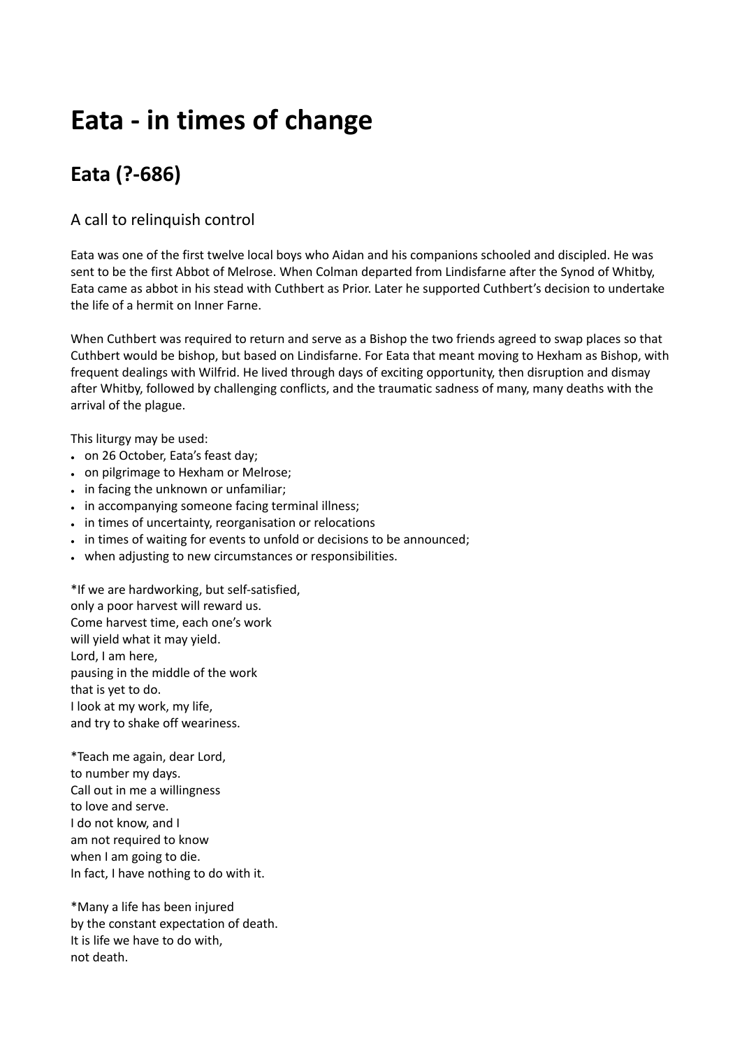# Eata - in times of change

## Eata (?-686)

### A call to relinquish control

Eata was one of the first twelve local boys who Aidan and his companions schooled and discipled. He was sent to be the first Abbot of Melrose. When Colman departed from Lindisfarne after the Synod of Whitby, Eata came as abbot in his stead with Cuthbert as Prior. Later he supported Cuthbert's decision to undertake the life of a hermit on Inner Farne.

When Cuthbert was required to return and serve as a Bishop the two friends agreed to swap places so that Cuthbert would be bishop, but based on Lindisfarne. For Eata that meant moving to Hexham as Bishop, with frequent dealings with Wilfrid. He lived through days of exciting opportunity, then disruption and dismay after Whitby, followed by challenging conflicts, and the traumatic sadness of many, many deaths with the arrival of the plague.

This liturgy may be used:

- on 26 October, Eata's feast day;
- on pilgrimage to Hexham or Melrose;
- in facing the unknown or unfamiliar;
- in accompanying someone facing terminal illness;
- in times of uncertainty, reorganisation or relocations
- in times of waiting for events to unfold or decisions to be announced;
- when adjusting to new circumstances or responsibilities.

*If we are hardworking, but self-satisfied,
only a poor harvest will reward us.
Come harvest time, each one's work
will yield what it may yield.
Lord, I am here,
pausing in the middle of the work
that is yet to do.
I look at my work, my life,
and try to shake off weariness.

*Teach me again, dear Lord,
to number my days.
Call out in me a willingness
to love and serve.
I do not know, and I
am not required to know
when I am going to die.
In fact, I have nothing to do with it.

*Many a life has been injured
by the constant expectation of death.
It is life we have to do with,
not death.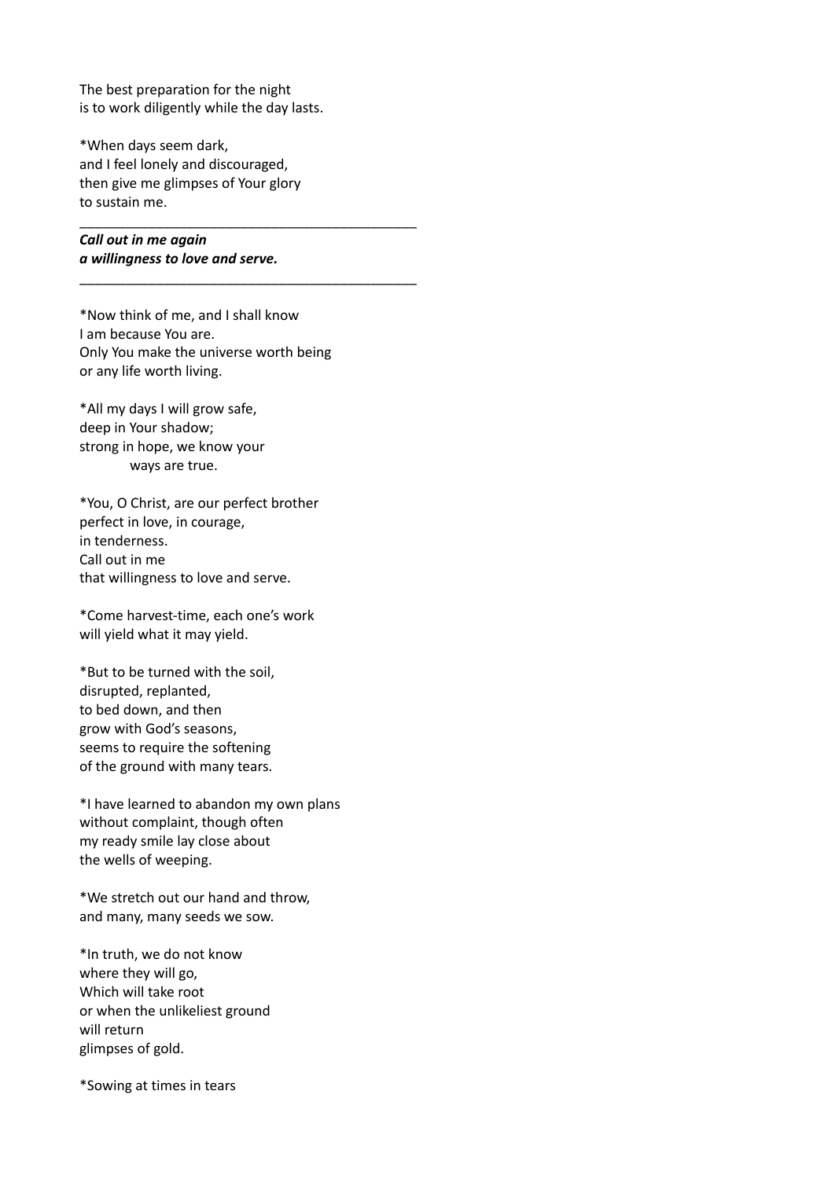The best preparation for the night
is to work diligently while the day lasts.

*When days seem dark,
and I feel lonely and discouraged,
then give me glimpses of Your glory
to sustain me.

---

***Call out in me again
a willingness to love and serve.***

---

*Now think of me, and I shall know
I am because You are.
Only You make the universe worth being
or any life worth living.

*All my days I will grow safe,
deep in Your shadow;
strong in hope, we know your
ways are true.

*You, O Christ, are our perfect brother
perfect in love, in courage,
in tenderness.
Call out in me
that willingness to love and serve.

*Come harvest-time, each one's work
will yield what it may yield.

*But to be turned with the soil,
disrupted, replanted,
to bed down, and then
grow with God's seasons,
seems to require the softening
of the ground with many tears.

*I have learned to abandon my own plans
without complaint, though often
my ready smile lay close about
the wells of weeping.

*We stretch out our hand and throw,
and many, many seeds we sow.

*In truth, we do not know
where they will go,
Which will take root
or when the unlikeliest ground
will return
glimpses of gold.

*Sowing at times in tears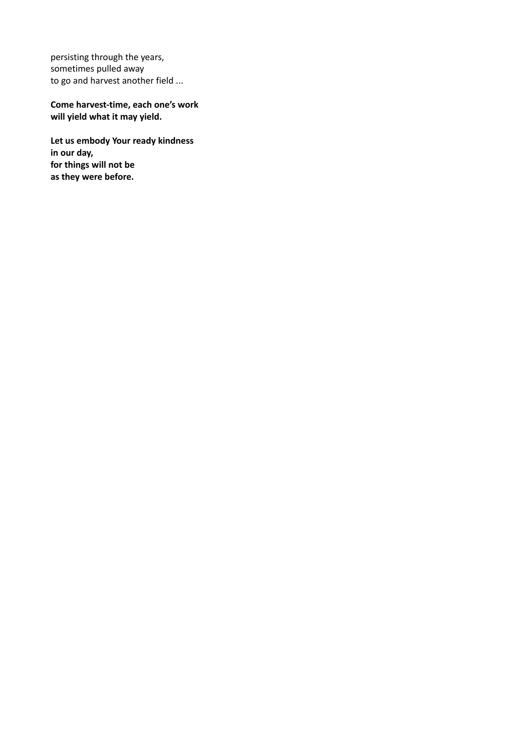persisting through the years,  
sometimes pulled away  
to go and harvest another field ...

**Come harvest-time, each one's work**  
**will yield what it may yield.**

**Let us embody Your ready kindness**  
**in our day,**  
**for things will not be**  
**as they were before.**